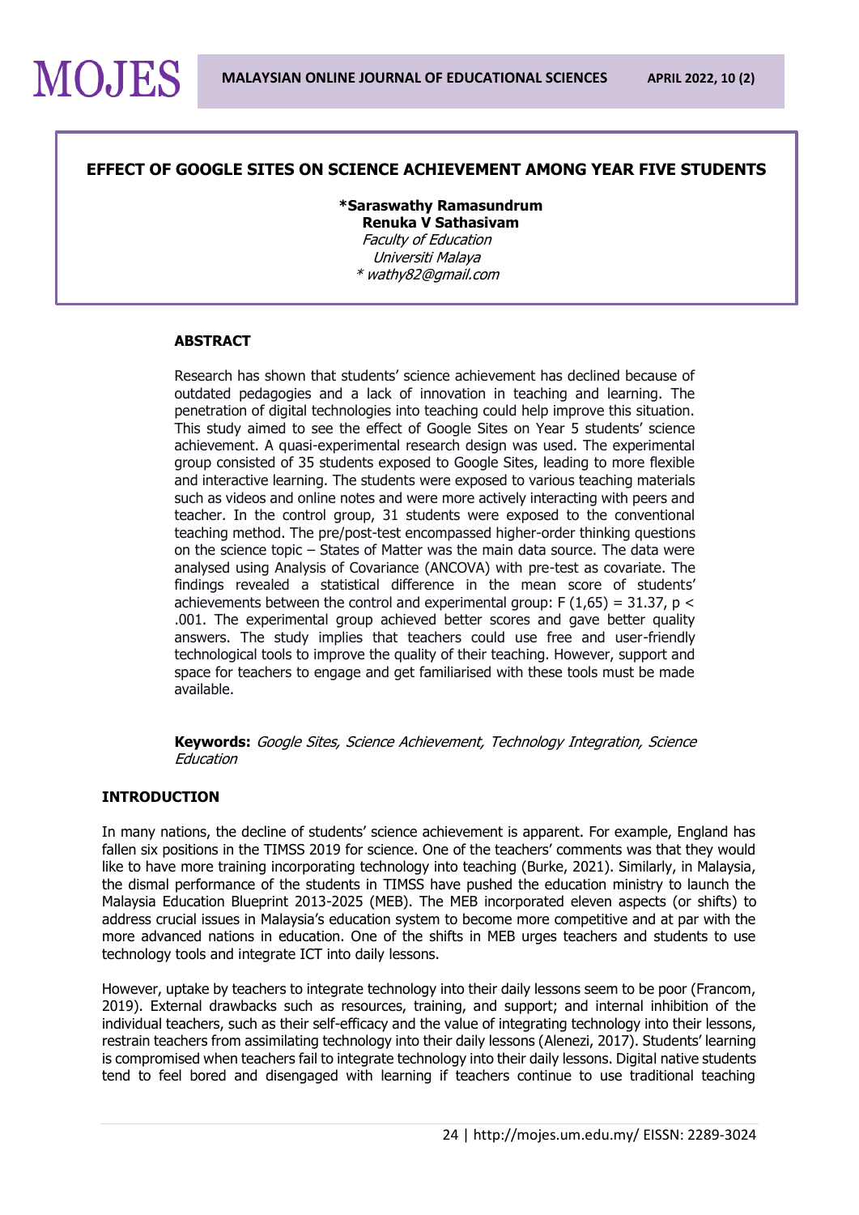# EFFECT OF GOOGLE SITES ON SCIENCE ACHIEVEMENT AMONG YEAR FIVE STUDENTS

**\*Saraswathy Ramasundrum**
**Renuka V Sathasivam**
*Faculty of Education*
*Universiti Malaya*
*\* wathy82@gmail.com*

## ABSTRACT

Research has shown that students' science achievement has declined because of outdated pedagogies and a lack of innovation in teaching and learning. The penetration of digital technologies into teaching could help improve this situation. This study aimed to see the effect of Google Sites on Year 5 students' science achievement. A quasi-experimental research design was used. The experimental group consisted of 35 students exposed to Google Sites, leading to more flexible and interactive learning. The students were exposed to various teaching materials such as videos and online notes and were more actively interacting with peers and teacher. In the control group, 31 students were exposed to the conventional teaching method. The pre/post-test encompassed higher-order thinking questions on the science topic – States of Matter was the main data source. The data were analysed using Analysis of Covariance (ANCOVA) with pre-test as covariate. The findings revealed a statistical difference in the mean score of students' achievements between the control and experimental group: $F(1,65) = 31.37$, $p < .001$. The experimental group achieved better scores and gave better quality answers. The study implies that teachers could use free and user-friendly technological tools to improve the quality of their teaching. However, support and space for teachers to engage and get familiarised with these tools must be made available.

**Keywords:** *Google Sites, Science Achievement, Technology Integration, Science Education*

## INTRODUCTION

In many nations, the decline of students' science achievement is apparent. For example, England has fallen six positions in the TIMSS 2019 for science. One of the teachers' comments was that they would like to have more training incorporating technology into teaching (Burke, 2021). Similarly, in Malaysia, the dismal performance of the students in TIMSS have pushed the education ministry to launch the Malaysia Education Blueprint 2013-2025 (MEB). The MEB incorporated eleven aspects (or shifts) to address crucial issues in Malaysia's education system to become more competitive and at par with the more advanced nations in education. One of the shifts in MEB urges teachers and students to use technology tools and integrate ICT into daily lessons.

However, uptake by teachers to integrate technology into their daily lessons seem to be poor (Francom, 2019). External drawbacks such as resources, training, and support; and internal inhibition of the individual teachers, such as their self-efficacy and the value of integrating technology into their lessons, restrain teachers from assimilating technology into their daily lessons (Alenezi, 2017). Students' learning is compromised when teachers fail to integrate technology into their daily lessons. Digital native students tend to feel bored and disengaged with learning if teachers continue to use traditional teaching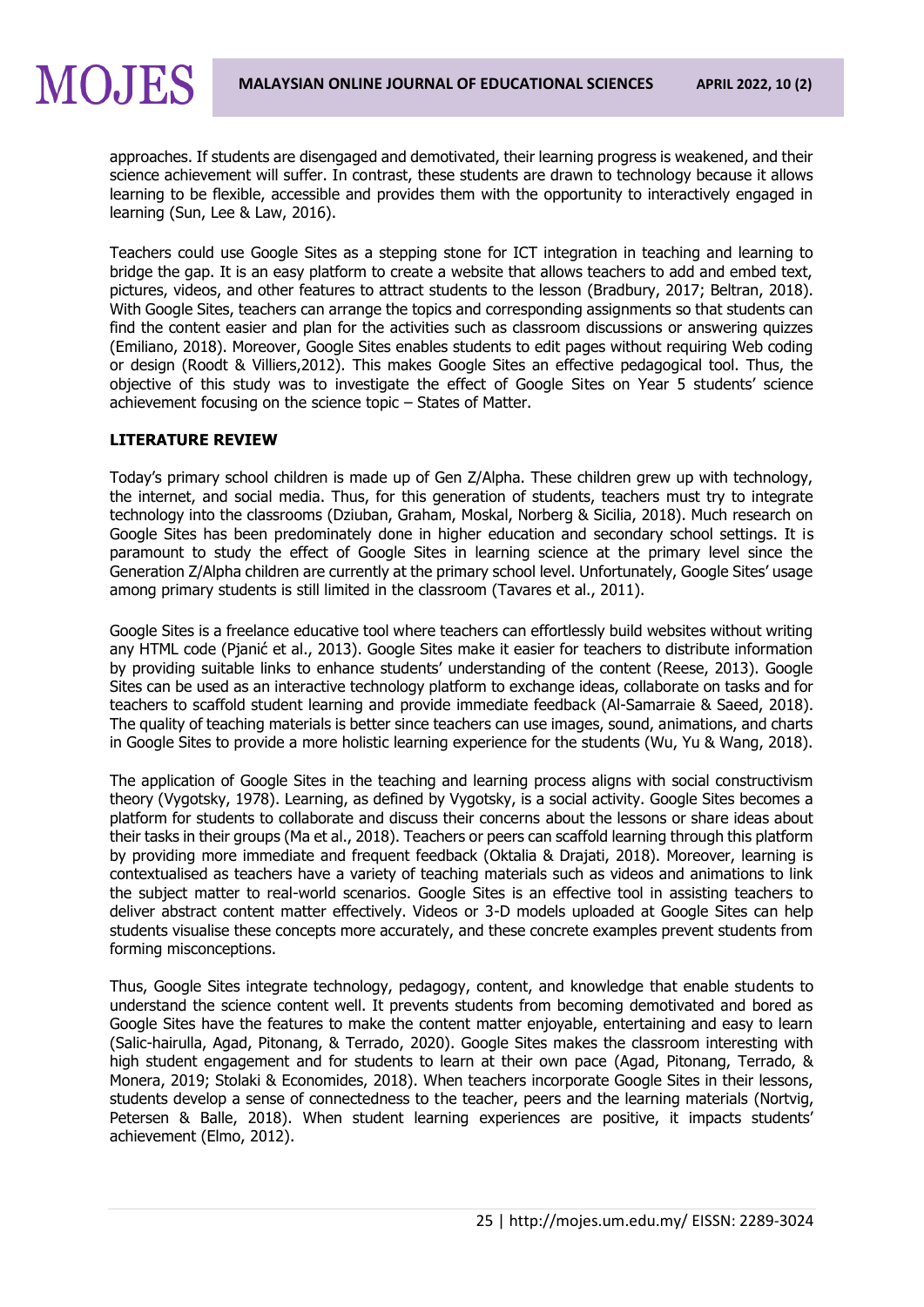approaches. If students are disengaged and demotivated, their learning progress is weakened, and their science achievement will suffer. In contrast, these students are drawn to technology because it allows learning to be flexible, accessible and provides them with the opportunity to interactively engaged in learning (Sun, Lee & Law, 2016).

Teachers could use Google Sites as a stepping stone for ICT integration in teaching and learning to bridge the gap. It is an easy platform to create a website that allows teachers to add and embed text, pictures, videos, and other features to attract students to the lesson (Bradbury, 2017; Beltran, 2018). With Google Sites, teachers can arrange the topics and corresponding assignments so that students can find the content easier and plan for the activities such as classroom discussions or answering quizzes (Emiliano, 2018). Moreover, Google Sites enables students to edit pages without requiring Web coding or design (Roodt & Villiers,2012). This makes Google Sites an effective pedagogical tool. Thus, the objective of this study was to investigate the effect of Google Sites on Year 5 students' science achievement focusing on the science topic – States of Matter.

## LITERATURE REVIEW

Today's primary school children is made up of Gen Z/Alpha. These children grew up with technology, the internet, and social media. Thus, for this generation of students, teachers must try to integrate technology into the classrooms (Dziuban, Graham, Moskal, Norberg & Sicilia, 2018). Much research on Google Sites has been predominately done in higher education and secondary school settings. It is paramount to study the effect of Google Sites in learning science at the primary level since the Generation Z/Alpha children are currently at the primary school level. Unfortunately, Google Sites' usage among primary students is still limited in the classroom (Tavares et al., 2011).

Google Sites is a freelance educative tool where teachers can effortlessly build websites without writing any HTML code (Pjanić et al., 2013). Google Sites make it easier for teachers to distribute information by providing suitable links to enhance students' understanding of the content (Reese, 2013). Google Sites can be used as an interactive technology platform to exchange ideas, collaborate on tasks and for teachers to scaffold student learning and provide immediate feedback (Al-Samarraie & Saeed, 2018). The quality of teaching materials is better since teachers can use images, sound, animations, and charts in Google Sites to provide a more holistic learning experience for the students (Wu, Yu & Wang, 2018).

The application of Google Sites in the teaching and learning process aligns with social constructivism theory (Vygotsky, 1978). Learning, as defined by Vygotsky, is a social activity. Google Sites becomes a platform for students to collaborate and discuss their concerns about the lessons or share ideas about their tasks in their groups (Ma et al., 2018). Teachers or peers can scaffold learning through this platform by providing more immediate and frequent feedback (Oktalia & Drajati, 2018). Moreover, learning is contextualised as teachers have a variety of teaching materials such as videos and animations to link the subject matter to real-world scenarios. Google Sites is an effective tool in assisting teachers to deliver abstract content matter effectively. Videos or 3-D models uploaded at Google Sites can help students visualise these concepts more accurately, and these concrete examples prevent students from forming misconceptions.

Thus, Google Sites integrate technology, pedagogy, content, and knowledge that enable students to understand the science content well. It prevents students from becoming demotivated and bored as Google Sites have the features to make the content matter enjoyable, entertaining and easy to learn (Salic-hairulla, Agad, Pitonang, & Terrado, 2020). Google Sites makes the classroom interesting with high student engagement and for students to learn at their own pace (Agad, Pitonang, Terrado, & Monera, 2019; Stolaki & Economides, 2018). When teachers incorporate Google Sites in their lessons, students develop a sense of connectedness to the teacher, peers and the learning materials (Nortvig, Petersen & Balle, 2018). When student learning experiences are positive, it impacts students' achievement (Elmo, 2012).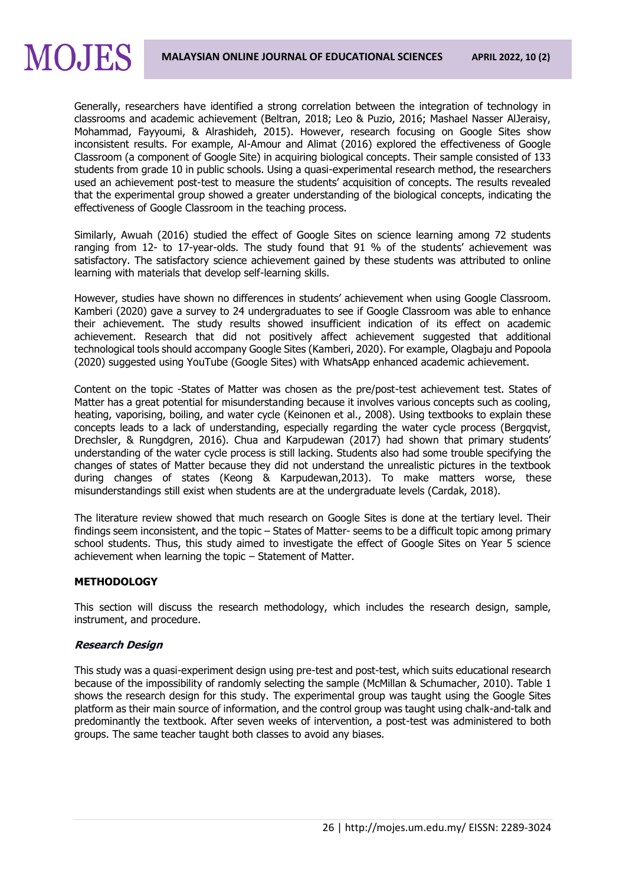Generally, researchers have identified a strong correlation between the integration of technology in classrooms and academic achievement (Beltran, 2018; Leo & Puzio, 2016; Mashael Nasser AlJeraisy, Mohammad, Fayyoumi, & Alrashideh, 2015). However, research focusing on Google Sites show inconsistent results. For example, Al-Amour and Alimat (2016) explored the effectiveness of Google Classroom (a component of Google Site) in acquiring biological concepts. Their sample consisted of 133 students from grade 10 in public schools. Using a quasi-experimental research method, the researchers used an achievement post-test to measure the students' acquisition of concepts. The results revealed that the experimental group showed a greater understanding of the biological concepts, indicating the effectiveness of Google Classroom in the teaching process.

Similarly, Awuah (2016) studied the effect of Google Sites on science learning among 72 students ranging from 12- to 17-year-olds. The study found that 91 % of the students' achievement was satisfactory. The satisfactory science achievement gained by these students was attributed to online learning with materials that develop self-learning skills.

However, studies have shown no differences in students' achievement when using Google Classroom. Kamberi (2020) gave a survey to 24 undergraduates to see if Google Classroom was able to enhance their achievement. The study results showed insufficient indication of its effect on academic achievement. Research that did not positively affect achievement suggested that additional technological tools should accompany Google Sites (Kamberi, 2020). For example, Olagbaju and Popoola (2020) suggested using YouTube (Google Sites) with WhatsApp enhanced academic achievement.

Content on the topic -States of Matter was chosen as the pre/post-test achievement test. States of Matter has a great potential for misunderstanding because it involves various concepts such as cooling, heating, vaporising, boiling, and water cycle (Keinonen et al., 2008). Using textbooks to explain these concepts leads to a lack of understanding, especially regarding the water cycle process (Bergqvist, Drechsler, & Rungdgren, 2016). Chua and Karpudewan (2017) had shown that primary students' understanding of the water cycle process is still lacking. Students also had some trouble specifying the changes of states of Matter because they did not understand the unrealistic pictures in the textbook during changes of states (Keong & Karpudewan,2013). To make matters worse, these misunderstandings still exist when students are at the undergraduate levels (Cardak, 2018).

The literature review showed that much research on Google Sites is done at the tertiary level. Their findings seem inconsistent, and the topic – States of Matter- seems to be a difficult topic among primary school students. Thus, this study aimed to investigate the effect of Google Sites on Year 5 science achievement when learning the topic – Statement of Matter.

## METHODOLOGY

This section will discuss the research methodology, which includes the research design, sample, instrument, and procedure.

### *Research Design*

This study was a quasi-experiment design using pre-test and post-test, which suits educational research because of the impossibility of randomly selecting the sample (McMillan & Schumacher, 2010). Table 1 shows the research design for this study. The experimental group was taught using the Google Sites platform as their main source of information, and the control group was taught using chalk-and-talk and predominantly the textbook. After seven weeks of intervention, a post-test was administered to both groups. The same teacher taught both classes to avoid any biases.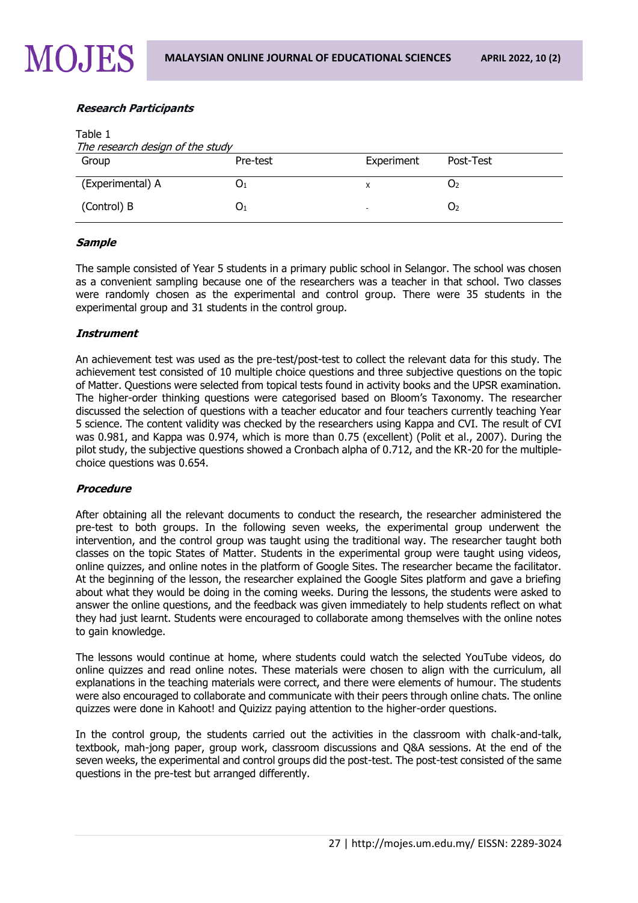### ***Research Participants***

Table 1

*The research design of the study*

| Group | Pre-test | Experiment | Post-Test |
|---|---|---|---|
| (Experimental) A | $O_1$ | x | $O_2$ |
| (Control) B | $O_1$ | - | $O_2$ |

### ***Sample***

The sample consisted of Year 5 students in a primary public school in Selangor. The school was chosen as a convenient sampling because one of the researchers was a teacher in that school. Two classes were randomly chosen as the experimental and control group. There were 35 students in the experimental group and 31 students in the control group.

### ***Instrument***

An achievement test was used as the pre-test/post-test to collect the relevant data for this study. The achievement test consisted of 10 multiple choice questions and three subjective questions on the topic of Matter. Questions were selected from topical tests found in activity books and the UPSR examination. The higher-order thinking questions were categorised based on Bloom's Taxonomy. The researcher discussed the selection of questions with a teacher educator and four teachers currently teaching Year 5 science. The content validity was checked by the researchers using Kappa and CVI. The result of CVI was 0.981, and Kappa was 0.974, which is more than 0.75 (excellent) (Polit et al., 2007). During the pilot study, the subjective questions showed a Cronbach alpha of 0.712, and the KR-20 for the multiple-choice questions was 0.654.

### ***Procedure***

After obtaining all the relevant documents to conduct the research, the researcher administered the pre-test to both groups. In the following seven weeks, the experimental group underwent the intervention, and the control group was taught using the traditional way. The researcher taught both classes on the topic States of Matter. Students in the experimental group were taught using videos, online quizzes, and online notes in the platform of Google Sites. The researcher became the facilitator. At the beginning of the lesson, the researcher explained the Google Sites platform and gave a briefing about what they would be doing in the coming weeks. During the lessons, the students were asked to answer the online questions, and the feedback was given immediately to help students reflect on what they had just learnt. Students were encouraged to collaborate among themselves with the online notes to gain knowledge.

The lessons would continue at home, where students could watch the selected YouTube videos, do online quizzes and read online notes. These materials were chosen to align with the curriculum, all explanations in the teaching materials were correct, and there were elements of humour. The students were also encouraged to collaborate and communicate with their peers through online chats. The online quizzes were done in Kahoot! and Quizizz paying attention to the higher-order questions.

In the control group, the students carried out the activities in the classroom with chalk-and-talk, textbook, mah-jong paper, group work, classroom discussions and Q&A sessions. At the end of the seven weeks, the experimental and control groups did the post-test. The post-test consisted of the same questions in the pre-test but arranged differently.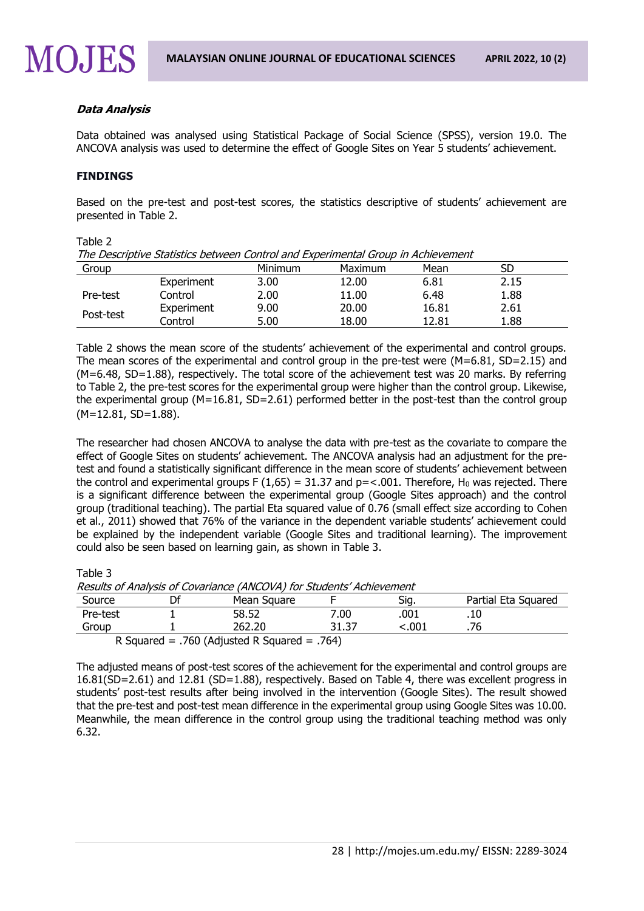***Data Analysis***

Data obtained was analysed using Statistical Package of Social Science (SPSS), version 19.0. The ANCOVA analysis was used to determine the effect of Google Sites on Year 5 students' achievement.

**FINDINGS**

Based on the pre-test and post-test scores, the statistics descriptive of students' achievement are presented in Table 2.

Table 2

*The Descriptive Statistics between Control and Experimental Group in Achievement*

| Group | | Minimum | Maximum | Mean | SD |
|---|---|---|---|---|---|
| Pre-test | Experiment | 3.00 | 12.00 | 6.81 | 2.15 |
| | Control | 2.00 | 11.00 | 6.48 | 1.88 |
| Post-test | Experiment | 9.00 | 20.00 | 16.81 | 2.61 |
| | Control | 5.00 | 18.00 | 12.81 | 1.88 |

Table 2 shows the mean score of the students' achievement of the experimental and control groups. The mean scores of the experimental and control group in the pre-test were (M=6.81, SD=2.15) and (M=6.48, SD=1.88), respectively. The total score of the achievement test was 20 marks. By referring to Table 2, the pre-test scores for the experimental group were higher than the control group. Likewise, the experimental group (M=16.81, SD=2.61) performed better in the post-test than the control group (M=12.81, SD=1.88).

The researcher had chosen ANCOVA to analyse the data with pre-test as the covariate to compare the effect of Google Sites on students' achievement. The ANCOVA analysis had an adjustment for the pre-test and found a statistically significant difference in the mean score of students' achievement between the control and experimental groups F (1,65) = 31.37 and p=<.001. Therefore, $H_0$ was rejected. There is a significant difference between the experimental group (Google Sites approach) and the control group (traditional teaching). The partial Eta squared value of 0.76 (small effect size according to Cohen et al., 2011) showed that 76% of the variance in the dependent variable students' achievement could be explained by the independent variable (Google Sites and traditional learning). The improvement could also be seen based on learning gain, as shown in Table 3.

Table 3

*Results of Analysis of Covariance (ANCOVA) for Students' Achievement*

| Source | Df | Mean Square | F | Sig. | Partial Eta Squared |
|---|---|---|---|---|---|
| Pre-test | 1 | 58.52 | 7.00 | .001 | .10 |
| Group | 1 | 262.20 | 31.37 | <.001 | .76 |

R Squared = .760 (Adjusted R Squared = .764)

The adjusted means of post-test scores of the achievement for the experimental and control groups are 16.81(SD=2.61) and 12.81 (SD=1.88), respectively. Based on Table 4, there was excellent progress in students' post-test results after being involved in the intervention (Google Sites). The result showed that the pre-test and post-test mean difference in the experimental group using Google Sites was 10.00. Meanwhile, the mean difference in the control group using the traditional teaching method was only 6.32.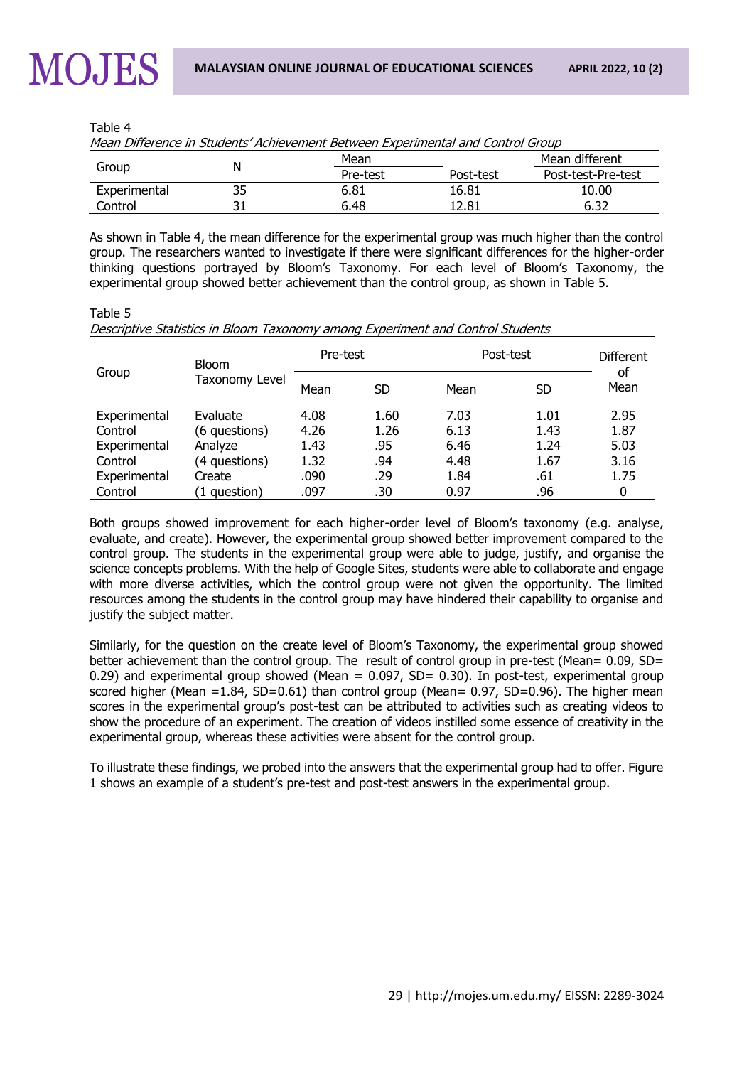Table 4

*Mean Difference in Students' Achievement Between Experimental and Control Group*

| Group | N | Mean | | Mean different |
|---|---|---|---|---|
| | | Pre-test | Post-test | Post-test-Pre-test |
| Experimental | 35 | 6.81 | 16.81 | 10.00 |
| Control | 31 | 6.48 | 12.81 | 6.32 |

As shown in Table 4, the mean difference for the experimental group was much higher than the control group. The researchers wanted to investigate if there were significant differences for the higher-order thinking questions portrayed by Bloom's Taxonomy. For each level of Bloom's Taxonomy, the experimental group showed better achievement than the control group, as shown in Table 5.

Table 5

*Descriptive Statistics in Bloom Taxonomy among Experiment and Control Students*

| Group | Bloom Taxonomy Level | Pre-test | | Post-test | | Different of Mean |
|---|---|---|---|---|---|---|
| | | Mean | SD | Mean | SD | |
| Experimental | Evaluate | 4.08 | 1.60 | 7.03 | 1.01 | 2.95 |
| Control | (6 questions) | 4.26 | 1.26 | 6.13 | 1.43 | 1.87 |
| Experimental | Analyze | 1.43 | .95 | 6.46 | 1.24 | 5.03 |
| Control | (4 questions) | 1.32 | .94 | 4.48 | 1.67 | 3.16 |
| Experimental | Create | .090 | .29 | 1.84 | .61 | 1.75 |
| Control | (1 question) | .097 | .30 | 0.97 | .96 | 0 |

Both groups showed improvement for each higher-order level of Bloom's taxonomy (e.g. analyse, evaluate, and create). However, the experimental group showed better improvement compared to the control group. The students in the experimental group were able to judge, justify, and organise the science concepts problems. With the help of Google Sites, students were able to collaborate and engage with more diverse activities, which the control group were not given the opportunity. The limited resources among the students in the control group may have hindered their capability to organise and justify the subject matter.

Similarly, for the question on the create level of Bloom's Taxonomy, the experimental group showed better achievement than the control group. The result of control group in pre-test (Mean= 0.09, SD= 0.29) and experimental group showed (Mean = 0.097, SD= 0.30). In post-test, experimental group scored higher (Mean =1.84, SD=0.61) than control group (Mean= 0.97, SD=0.96). The higher mean scores in the experimental group's post-test can be attributed to activities such as creating videos to show the procedure of an experiment. The creation of videos instilled some essence of creativity in the experimental group, whereas these activities were absent for the control group.

To illustrate these findings, we probed into the answers that the experimental group had to offer. Figure 1 shows an example of a student's pre-test and post-test answers in the experimental group.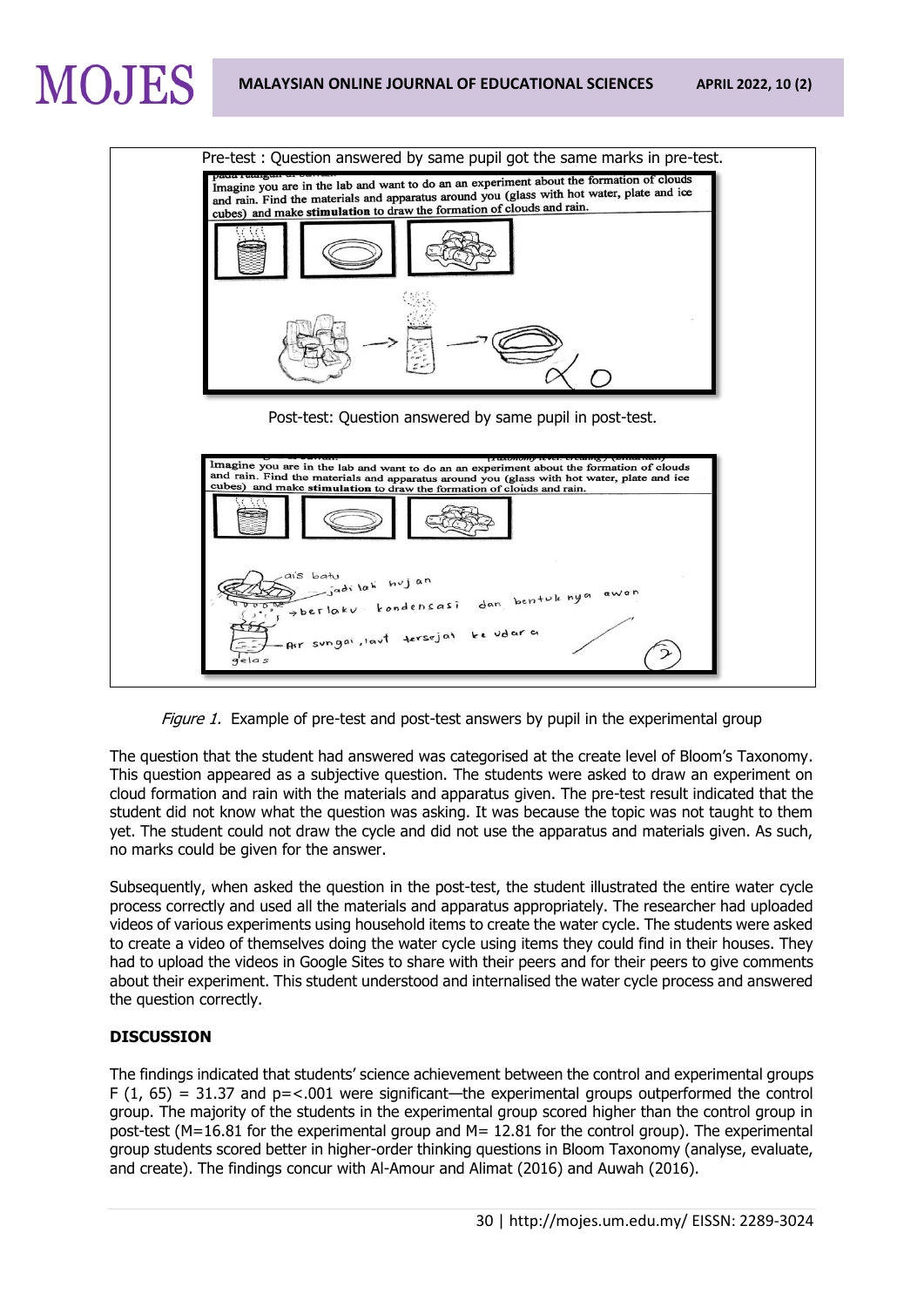Pre-test : Question answered by same pupil got the same marks in pre-test.

Imagine you are in the lab and want to do an an experiment about the formation of clouds and rain. Find the materials and apparatus around you (glass with hot water, plate and ice cubes) and make **stimulation** to draw the formation of clouds and rain.

Post-test: Question answered by same pupil in post-test.

Imagine you are in the lab and want to do an an experiment about the formation of clouds and rain. Find the materials and apparatus around you (glass with hot water, plate and ice cubes) and make **stimulation** to draw the formation of clouds and rain.

*Figure 1.* Example of pre-test and post-test answers by pupil in the experimental group

The question that the student had answered was categorised at the create level of Bloom's Taxonomy. This question appeared as a subjective question. The students were asked to draw an experiment on cloud formation and rain with the materials and apparatus given. The pre-test result indicated that the student did not know what the question was asking. It was because the topic was not taught to them yet. The student could not draw the cycle and did not use the apparatus and materials given. As such, no marks could be given for the answer.

Subsequently, when asked the question in the post-test, the student illustrated the entire water cycle process correctly and used all the materials and apparatus appropriately. The researcher had uploaded videos of various experiments using household items to create the water cycle. The students were asked to create a video of themselves doing the water cycle using items they could find in their houses. They had to upload the videos in Google Sites to share with their peers and for their peers to give comments about their experiment. This student understood and internalised the water cycle process and answered the question correctly.

## DISCUSSION

The findings indicated that students' science achievement between the control and experimental groups $F(1, 65) = 31.37$ and $p=<.001$ were significant—the experimental groups outperformed the control group. The majority of the students in the experimental group scored higher than the control group in post-test ($M=16.81$ for the experimental group and $M= 12.81$ for the control group). The experimental group students scored better in higher-order thinking questions in Bloom Taxonomy (analyse, evaluate, and create). The findings concur with Al-Amour and Alimat (2016) and Auwah (2016).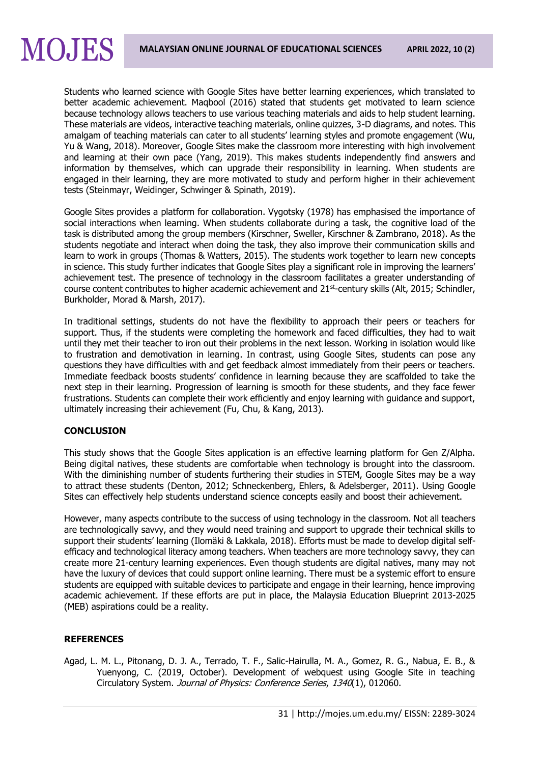Students who learned science with Google Sites have better learning experiences, which translated to better academic achievement. Maqbool (2016) stated that students get motivated to learn science because technology allows teachers to use various teaching materials and aids to help student learning. These materials are videos, interactive teaching materials, online quizzes, 3-D diagrams, and notes. This amalgam of teaching materials can cater to all students' learning styles and promote engagement (Wu, Yu & Wang, 2018). Moreover, Google Sites make the classroom more interesting with high involvement and learning at their own pace (Yang, 2019). This makes students independently find answers and information by themselves, which can upgrade their responsibility in learning. When students are engaged in their learning, they are more motivated to study and perform higher in their achievement tests (Steinmayr, Weidinger, Schwinger & Spinath, 2019).

Google Sites provides a platform for collaboration. Vygotsky (1978) has emphasised the importance of social interactions when learning. When students collaborate during a task, the cognitive load of the task is distributed among the group members (Kirschner, Sweller, Kirschner & Zambrano, 2018). As the students negotiate and interact when doing the task, they also improve their communication skills and learn to work in groups (Thomas & Watters, 2015). The students work together to learn new concepts in science. This study further indicates that Google Sites play a significant role in improving the learners' achievement test. The presence of technology in the classroom facilitates a greater understanding of course content contributes to higher academic achievement and 21st-century skills (Alt, 2015; Schindler, Burkholder, Morad & Marsh, 2017).

In traditional settings, students do not have the flexibility to approach their peers or teachers for support. Thus, if the students were completing the homework and faced difficulties, they had to wait until they met their teacher to iron out their problems in the next lesson. Working in isolation would like to frustration and demotivation in learning. In contrast, using Google Sites, students can pose any questions they have difficulties with and get feedback almost immediately from their peers or teachers. Immediate feedback boosts students' confidence in learning because they are scaffolded to take the next step in their learning. Progression of learning is smooth for these students, and they face fewer frustrations. Students can complete their work efficiently and enjoy learning with guidance and support, ultimately increasing their achievement (Fu, Chu, & Kang, 2013).

## CONCLUSION

This study shows that the Google Sites application is an effective learning platform for Gen Z/Alpha. Being digital natives, these students are comfortable when technology is brought into the classroom. With the diminishing number of students furthering their studies in STEM, Google Sites may be a way to attract these students (Denton, 2012; Schneckenberg, Ehlers, & Adelsberger, 2011). Using Google Sites can effectively help students understand science concepts easily and boost their achievement.

However, many aspects contribute to the success of using technology in the classroom. Not all teachers are technologically savvy, and they would need training and support to upgrade their technical skills to support their students' learning (Ilomäki & Lakkala, 2018). Efforts must be made to develop digital self-efficacy and technological literacy among teachers. When teachers are more technology savvy, they can create more 21-century learning experiences. Even though students are digital natives, many may not have the luxury of devices that could support online learning. There must be a systemic effort to ensure students are equipped with suitable devices to participate and engage in their learning, hence improving academic achievement. If these efforts are put in place, the Malaysia Education Blueprint 2013-2025 (MEB) aspirations could be a reality.

## REFERENCES

Agad, L. M. L., Pitonang, D. J. A., Terrado, T. F., Salic-Hairulla, M. A., Gomez, R. G., Nabua, E. B., & Yuenyong, C. (2019, October). Development of webquest using Google Site in teaching Circulatory System. *Journal of Physics: Conference Series*, *1340*(1), 012060.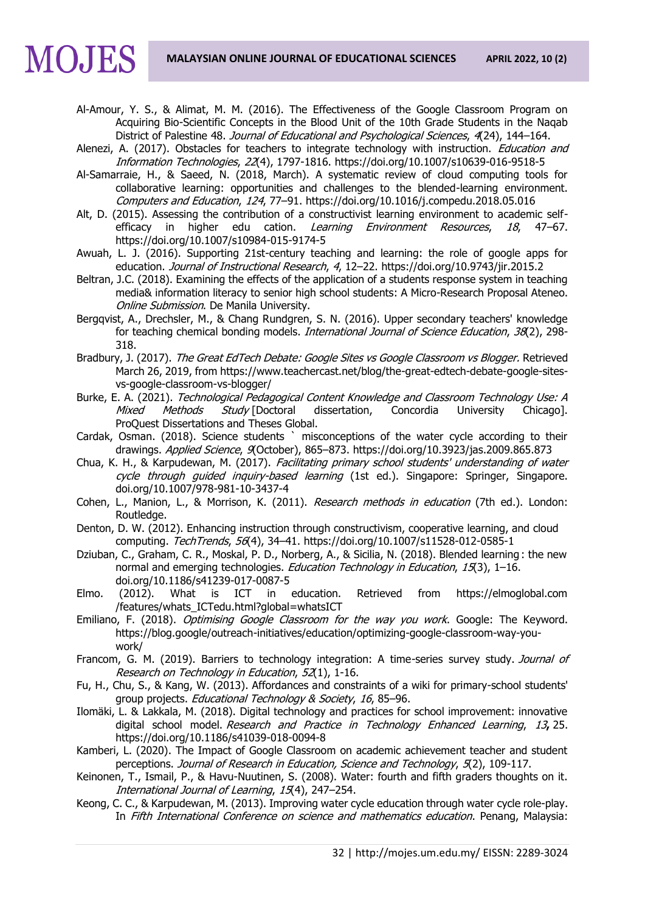Al-Amour, Y. S., & Alimat, M. M. (2016). The Effectiveness of the Google Classroom Program on Acquiring Bio-Scientific Concepts in the Blood Unit of the 10th Grade Students in the Naqab District of Palestine 48. *Journal of Educational and Psychological Sciences*, *4*(24), 144–164.

Alenezi, A. (2017). Obstacles for teachers to integrate technology with instruction. *Education and Information Technologies*, *22*(4), 1797-1816. https://doi.org/10.1007/s10639-016-9518-5

Al-Samarraie, H., & Saeed, N. (2018, March). A systematic review of cloud computing tools for collaborative learning: opportunities and challenges to the blended-learning environment. *Computers and Education*, *124*, 77–91. https://doi.org/10.1016/j.compedu.2018.05.016

Alt, D. (2015). Assessing the contribution of a constructivist learning environment to academic self-efficacy in higher edu cation. *Learning Environment Resources*, *18*, 47–67. https://doi.org/10.1007/s10984-015-9174-5

Awuah, L. J. (2016). Supporting 21st-century teaching and learning: the role of google apps for education. *Journal of Instructional Research*, *4*, 12–22. https://doi.org/10.9743/jir.2015.2

Beltran, J.C. (2018). Examining the effects of the application of a students response system in teaching media& information literacy to senior high school students: A Micro-Research Proposal Ateneo. *Online Submission*. De Manila University.

Bergqvist, A., Drechsler, M., & Chang Rundgren, S. N. (2016). Upper secondary teachers' knowledge for teaching chemical bonding models. *International Journal of Science Education*, *38*(2), 298-318.

Bradbury, J. (2017). *The Great EdTech Debate: Google Sites vs Google Classroom vs Blogger.* Retrieved March 26, 2019, from https://www.teachercast.net/blog/the-great-edtech-debate-google-sites-vs-google-classroom-vs-blogger/

Burke, E. A. (2021). *Technological Pedagogical Content Knowledge and Classroom Technology Use: A Mixed Methods Study* [Doctoral dissertation, Concordia University Chicago]. ProQuest Dissertations and Theses Global.

Cardak, Osman. (2018). Science students ` misconceptions of the water cycle according to their drawings. *Applied Science*, *9*(October), 865–873. https://doi.org/10.3923/jas.2009.865.873

Chua, K. H., & Karpudewan, M. (2017). *Facilitating primary school students' understanding of water cycle through guided inquiry-based learning* (1st ed.). Singapore: Springer, Singapore. doi.org/10.1007/978-981-10-3437-4

Cohen, L., Manion, L., & Morrison, K. (2011). *Research methods in education* (7th ed.). London: Routledge.

Denton, D. W. (2012). Enhancing instruction through constructivism, cooperative learning, and cloud computing. *TechTrends*, *56*(4), 34–41. https://doi.org/10.1007/s11528-012-0585-1

Dziuban, C., Graham, C. R., Moskal, P. D., Norberg, A., & Sicilia, N. (2018). Blended learning : the new normal and emerging technologies. *Education Technology in Education*, *15*(3), 1–16. doi.org/10.1186/s41239-017-0087-5

Elmo. (2012). What is ICT in education. Retrieved from https://elmoglobal.com /features/whats_ICTedu.html?global=whatsICT

Emiliano, F. (2018). *Optimising Google Classroom for the way you work*. Google: The Keyword. https://blog.google/outreach-initiatives/education/optimizing-google-classroom-way-you-work/

Francom, G. M. (2019). Barriers to technology integration: A time-series survey study. *Journal of Research on Technology in Education*, *52*(1), 1-16.

Fu, H., Chu, S., & Kang, W. (2013). Affordances and constraints of a wiki for primary-school students' group projects. *Educational Technology & Society*, *16*, 85–96.

Ilomäki, L. & Lakkala, M. (2018). Digital technology and practices for school improvement: innovative digital school model. *Research and Practice in Technology Enhanced Learning*, *13***,** 25. https://doi.org/10.1186/s41039-018-0094-8

Kamberi, L. (2020). The Impact of Google Classroom on academic achievement teacher and student perceptions. *Journal of Research in Education, Science and Technology*, *5*(2), 109-117.

Keinonen, T., Ismail, P., & Havu-Nuutinen, S. (2008). Water: fourth and fifth graders thoughts on it. *International Journal of Learning*, *15*(4), 247–254.

Keong, C. C., & Karpudewan, M. (2013). Improving water cycle education through water cycle role-play. In *Fifth International Conference on science and mathematics education*. Penang, Malaysia: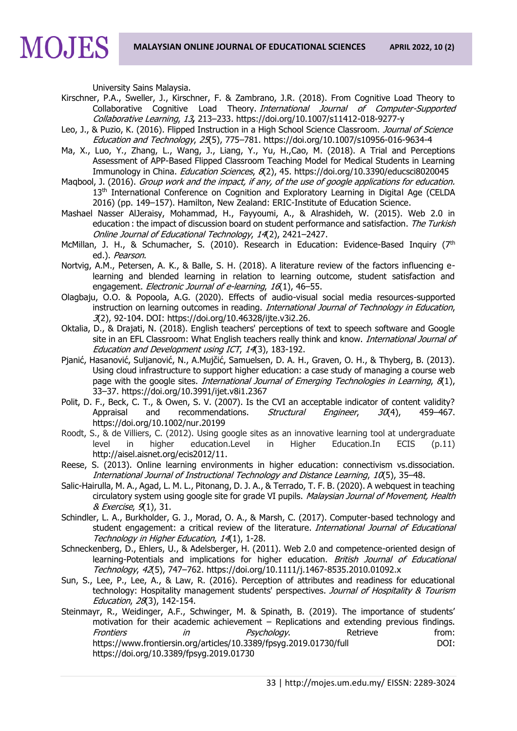University Sains Malaysia.

Kirschner, P.A., Sweller, J., Kirschner, F. & Zambrano, J.R. (2018). From Cognitive Load Theory to Collaborative Cognitive Load Theory. *International Journal of Computer-Supported Collaborative Learning*, *13***,** 213–233. https://doi.org/10.1007/s11412-018-9277-y

Leo, J., & Puzio, K. (2016). Flipped Instruction in a High School Science Classroom. *Journal of Science Education and Technology*, *25*(5), 775–781. https://doi.org/10.1007/s10956-016-9634-4

Ma, X., Luo, Y., Zhang, L., Wang, J., Liang, Y., Yu, H.,Cao, M. (2018). A Trial and Perceptions Assessment of APP-Based Flipped Classroom Teaching Model for Medical Students in Learning Immunology in China. *Education Sciences*, *8*(2), 45. https://doi.org/10.3390/educsci8020045

Maqbool, J. (2016). *Group work and the impact, if any, of the use of google applications for education.* 13th International Conference on Cognition and Exploratory Learning in Digital Age (CELDA 2016) (pp. 149–157). Hamilton, New Zealand: ERIC-Institute of Education Science.

Mashael Nasser AlJeraisy, Mohammad, H., Fayyoumi, A., & Alrashideh, W. (2015). Web 2.0 in education : the impact of discussion board on student performance and satisfaction. *The Turkish Online Journal of Educational Technology*, *14*(2), 2421–2427.

McMillan, J. H., & Schumacher, S. (2010). Research in Education: Evidence-Based Inquiry (7th ed.). *Pearson*.

Nortvig, A.M., Petersen, A. K., & Balle, S. H. (2018). A literature review of the factors influencing e-learning and blended learning in relation to learning outcome, student satisfaction and engagement. *Electronic Journal of e-learning*, *16*(1), 46–55.

Olagbaju, O.O. & Popoola, A.G. (2020). Effects of audio-visual social media resources-supported instruction on learning outcomes in reading. *International Journal of Technology in Education*, *3*(2), 92-104. DOI: https://doi.org/10.46328/ijte.v3i2.26.

Oktalia, D., & Drajati, N. (2018). English teachers' perceptions of text to speech software and Google site in an EFL Classroom: What English teachers really think and know. *International Journal of Education and Development using ICT*, *14*(3), 183-192.

Pjanić, Hasanović, Suljanović, N., A.Mujčić, Samuelsen, D. A. H., Graven, O. H., & Thyberg, B. (2013). Using cloud infrastructure to support higher education: a case study of managing a course web page with the google sites. *International Journal of Emerging Technologies in Learning*, *8*(1), 33–37. https://doi.org/10.3991/ijet.v8i1.2367

Polit, D. F., Beck, C. T., & Owen, S. V. (2007). Is the CVI an acceptable indicator of content validity? Appraisal and recommendations. *Structural Engineer*, *30*(4), 459–467. https://doi.org/10.1002/nur.20199

Roodt, S., & de Villiers, C. (2012). Using google sites as an innovative learning tool at undergraduate level in higher education.Level in Higher Education.In ECIS (p.11) http://aisel.aisnet.org/ecis2012/11.

Reese, S. (2013). Online learning environments in higher education: connectivism vs.dissociation. *International Journal of Instructional Technology and Distance Learning*, *10*(5), 35–48.

Salic-Hairulla, M. A., Agad, L. M. L., Pitonang, D. J. A., & Terrado, T. F. B. (2020). A webquest in teaching circulatory system using google site for grade VI pupils. *Malaysian Journal of Movement, Health & Exercise*, *9*(1), 31.

Schindler, L. A., Burkholder, G. J., Morad, O. A., & Marsh, C. (2017). Computer-based technology and student engagement: a critical review of the literature. *International Journal of Educational Technology in Higher Education*, *14*(1), 1-28.

Schneckenberg, D., Ehlers, U., & Adelsberger, H. (2011). Web 2.0 and competence-oriented design of learning-Potentials and implications for higher education. *British Journal of Educational Technology*, *42*(5), 747–762. https://doi.org/10.1111/j.1467-8535.2010.01092.x

Sun, S., Lee, P., Lee, A., & Law, R. (2016). Perception of attributes and readiness for educational technology: Hospitality management students' perspectives. *Journal of Hospitality & Tourism Education*, *28*(3), 142-154.

Steinmayr, R., Weidinger, A.F., Schwinger, M. & Spinath, B. (2019). The importance of students' motivation for their academic achievement – Replications and extending previous findings. *Frontiers in Psychology*. Retrieve from: https://www.frontiersin.org/articles/10.3389/fpsyg.2019.01730/full DOI: https://doi.org/10.3389/fpsyg.2019.01730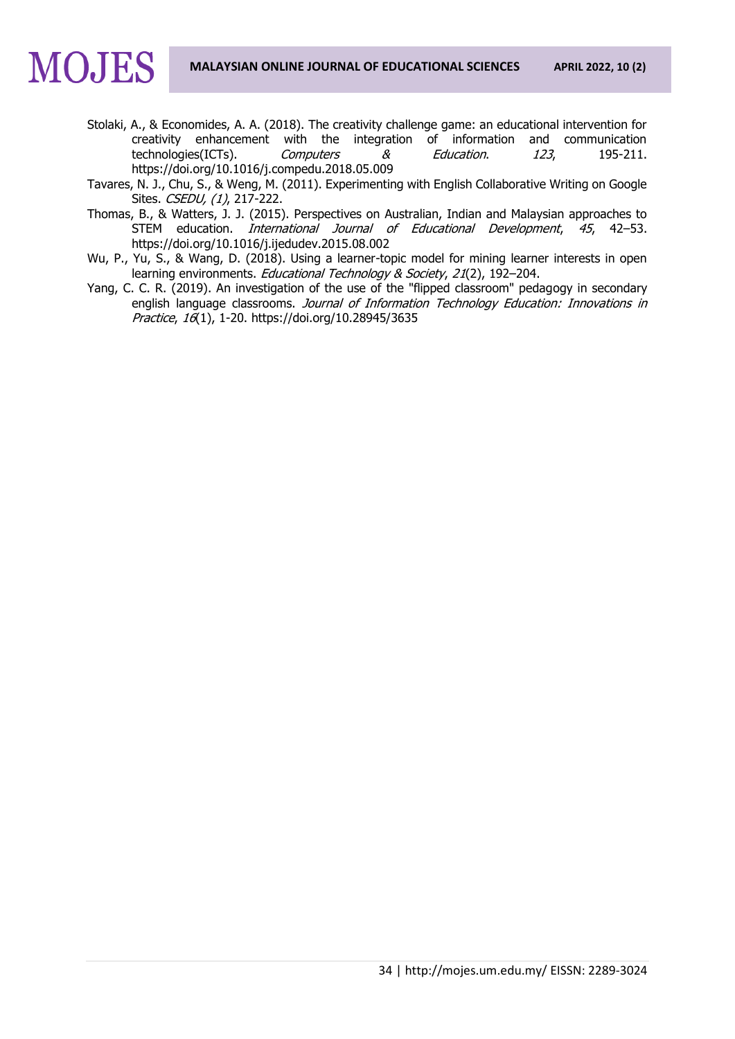Stolaki, A., & Economides, A. A. (2018). The creativity challenge game: an educational intervention for creativity enhancement with the integration of information and communication technologies(ICTs). *Computers & Education*. *123*, 195-211. https://doi.org/10.1016/j.compedu.2018.05.009

Tavares, N. J., Chu, S., & Weng, M. (2011). Experimenting with English Collaborative Writing on Google Sites. *CSEDU, (1)*, 217-222.

Thomas, B., & Watters, J. J. (2015). Perspectives on Australian, Indian and Malaysian approaches to STEM education. *International Journal of Educational Development*, *45*, 42–53. https://doi.org/10.1016/j.ijedudev.2015.08.002

Wu, P., Yu, S., & Wang, D. (2018). Using a learner-topic model for mining learner interests in open learning environments. *Educational Technology & Society*, *21*(2), 192–204.

Yang, C. C. R. (2019). An investigation of the use of the "flipped classroom" pedagogy in secondary english language classrooms. *Journal of Information Technology Education: Innovations in Practice*, *16*(1), 1-20. https://doi.org/10.28945/3635